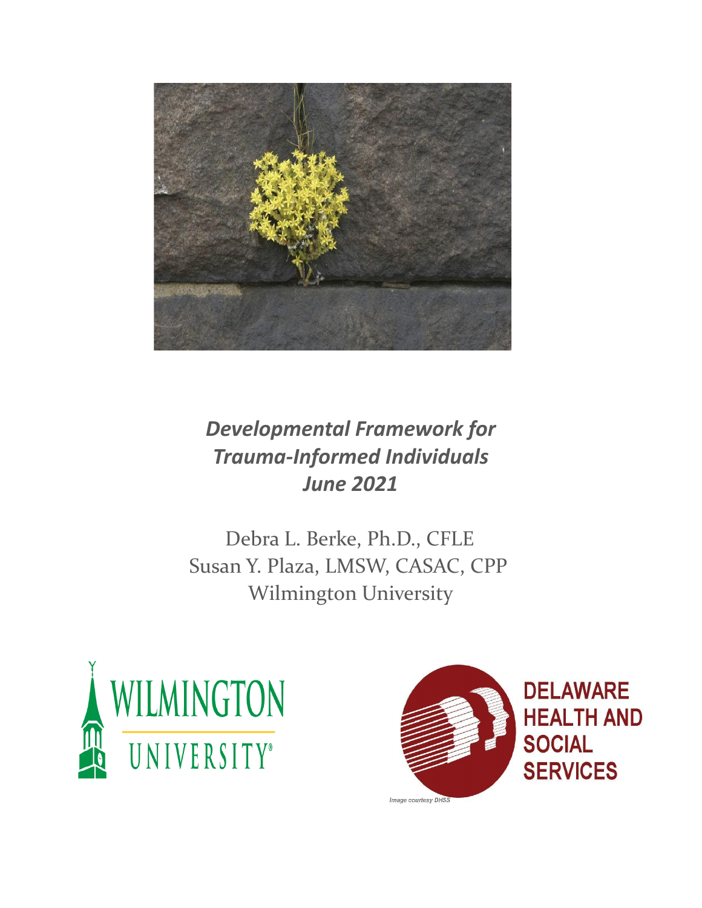# *Developmental Framework for Trauma-Informed Individuals June 2021*

Debra L. Berke, Ph.D., CFLE
Susan Y. Plaza, LMSW, CASAC, CPP
Wilmington University

WILMINGTON UNIVERSITY®

DELAWARE HEALTH AND SOCIAL SERVICES

Image courtesy DHSS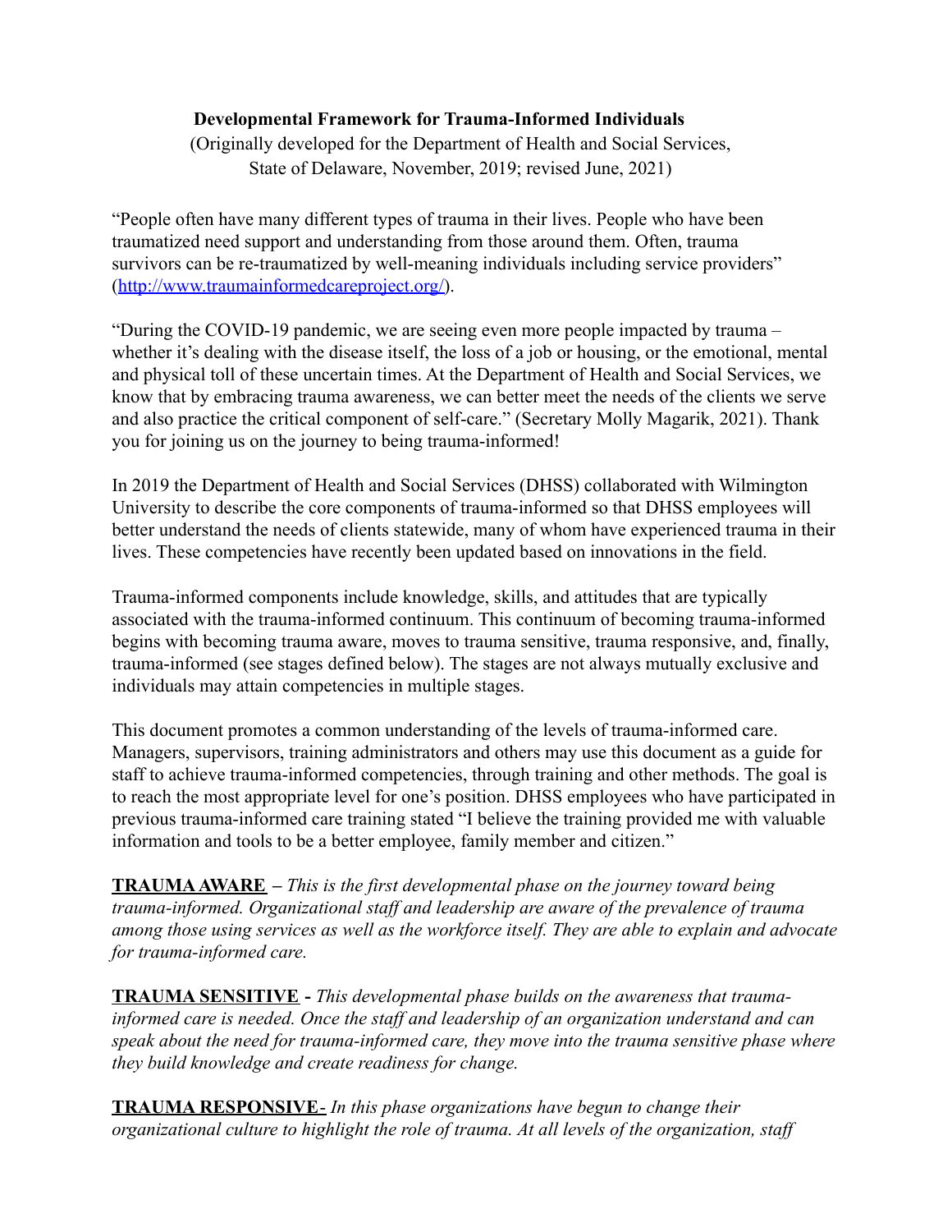**Developmental Framework for Trauma-Informed Individuals**

(Originally developed for the Department of Health and Social Services, State of Delaware, November, 2019; revised June, 2021)

"People often have many different types of trauma in their lives. People who have been traumatized need support and understanding from those around them. Often, trauma survivors can be re-traumatized by well-meaning individuals including service providers" (http://www.traumainformedcareproject.org/).

"During the COVID-19 pandemic, we are seeing even more people impacted by trauma – whether it's dealing with the disease itself, the loss of a job or housing, or the emotional, mental and physical toll of these uncertain times. At the Department of Health and Social Services, we know that by embracing trauma awareness, we can better meet the needs of the clients we serve and also practice the critical component of self-care." (Secretary Molly Magarik, 2021). Thank you for joining us on the journey to being trauma-informed!

In 2019 the Department of Health and Social Services (DHSS) collaborated with Wilmington University to describe the core components of trauma-informed so that DHSS employees will better understand the needs of clients statewide, many of whom have experienced trauma in their lives. These competencies have recently been updated based on innovations in the field.

Trauma-informed components include knowledge, skills, and attitudes that are typically associated with the trauma-informed continuum. This continuum of becoming trauma-informed begins with becoming trauma aware, moves to trauma sensitive, trauma responsive, and, finally, trauma-informed (see stages defined below). The stages are not always mutually exclusive and individuals may attain competencies in multiple stages.

This document promotes a common understanding of the levels of trauma-informed care. Managers, supervisors, training administrators and others may use this document as a guide for staff to achieve trauma-informed competencies, through training and other methods. The goal is to reach the most appropriate level for one's position. DHSS employees who have participated in previous trauma-informed care training stated "I believe the training provided me with valuable information and tools to be a better employee, family member and citizen."

**TRAUMA AWARE** – *This is the first developmental phase on the journey toward being trauma-informed. Organizational staff and leadership are aware of the prevalence of trauma among those using services as well as the workforce itself. They are able to explain and advocate for trauma-informed care.*

**TRAUMA SENSITIVE** - *This developmental phase builds on the awareness that trauma-informed care is needed. Once the staff and leadership of an organization understand and can speak about the need for trauma-informed care, they move into the trauma sensitive phase where they build knowledge and create readiness for change.*

**TRAUMA RESPONSIVE**- *In this phase organizations have begun to change their organizational culture to highlight the role of trauma. At all levels of the organization, staff*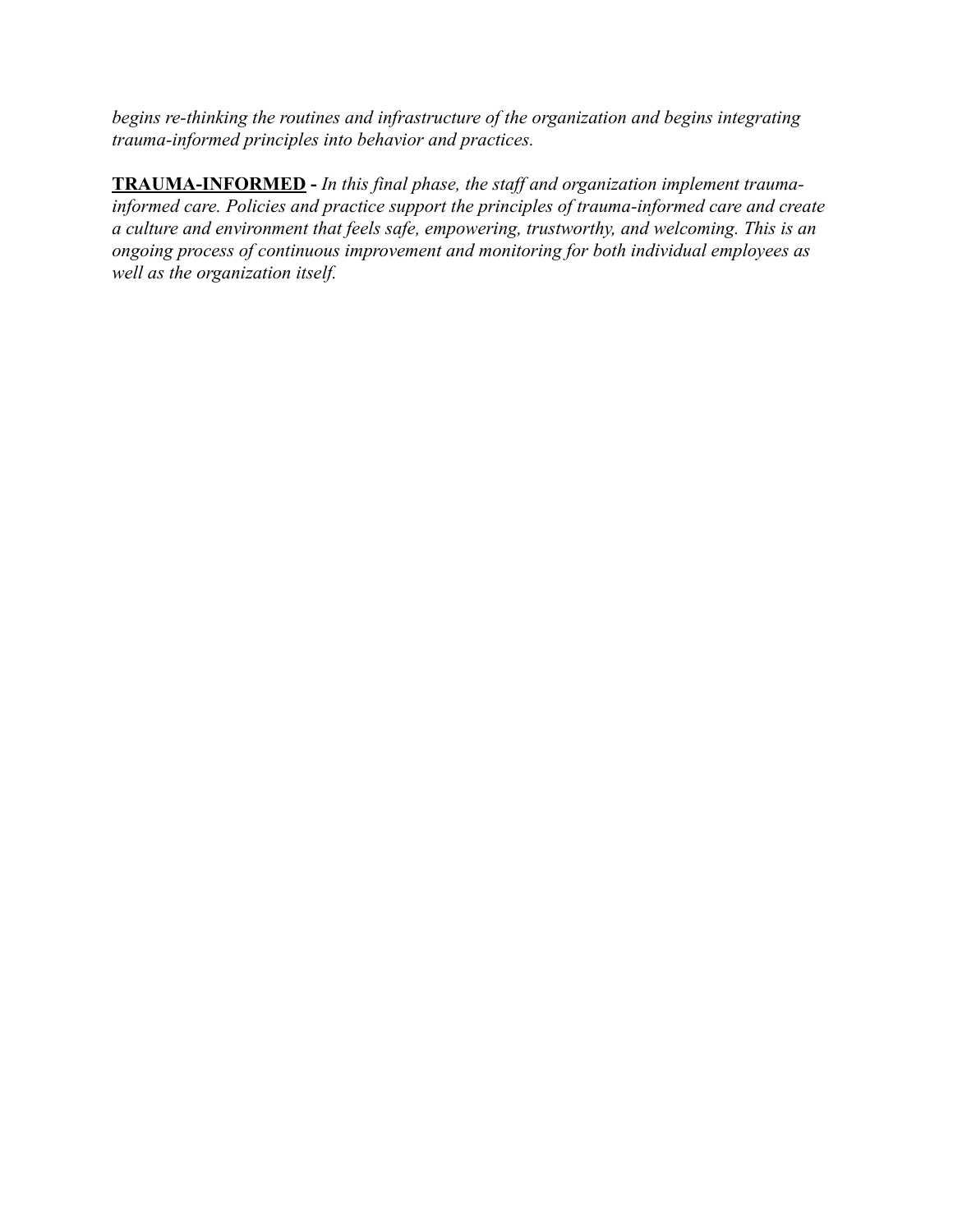*begins re-thinking the routines and infrastructure of the organization and begins integrating trauma-informed principles into behavior and practices.*

**TRAUMA-INFORMED** - *In this final phase, the staff and organization implement trauma-informed care. Policies and practice support the principles of trauma-informed care and create a culture and environment that feels safe, empowering, trustworthy, and welcoming. This is an ongoing process of continuous improvement and monitoring for both individual employees as well as the organization itself.*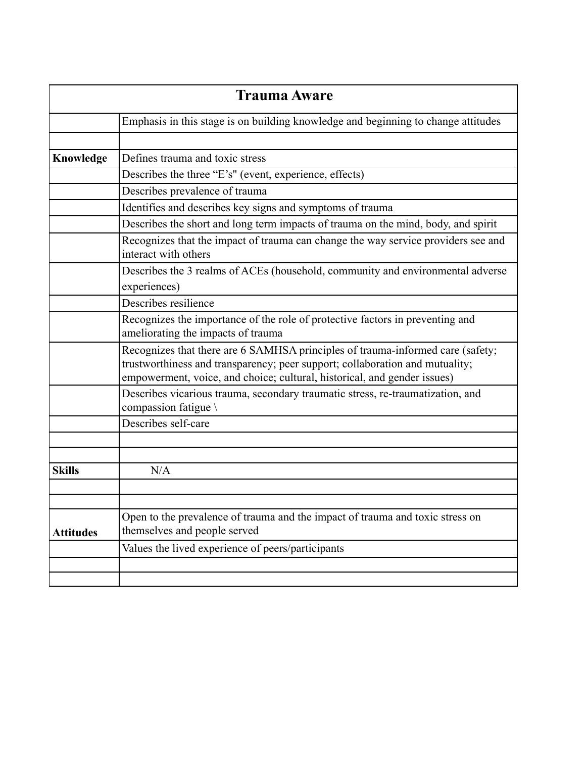| Trauma Aware | |
|---|---|
| | Emphasis in this stage is on building knowledge and beginning to change attitudes |
| | |
| **Knowledge** | Defines trauma and toxic stress |
| | Describes the three "E's" (event, experience, effects) |
| | Describes prevalence of trauma |
| | Identifies and describes key signs and symptoms of trauma |
| | Describes the short and long term impacts of trauma on the mind, body, and spirit |
| | Recognizes that the impact of trauma can change the way service providers see and interact with others |
| | Describes the 3 realms of ACEs (household, community and environmental adverse experiences) |
| | Describes resilience |
| | Recognizes the importance of the role of protective factors in preventing and ameliorating the impacts of trauma |
| | Recognizes that there are 6 SAMHSA principles of trauma-informed care (safety; trustworthiness and transparency; peer support; collaboration and mutuality; empowerment, voice, and choice; cultural, historical, and gender issues) |
| | Describes vicarious trauma, secondary traumatic stress, re-traumatization, and compassion fatigue \ |
| | Describes self-care |
| | |
| | |
| **Skills** | N/A |
| | |
| | |
| **Attitudes** | Open to the prevalence of trauma and the impact of trauma and toxic stress on themselves and people served |
| | Values the lived experience of peers/participants |
| | |
| | |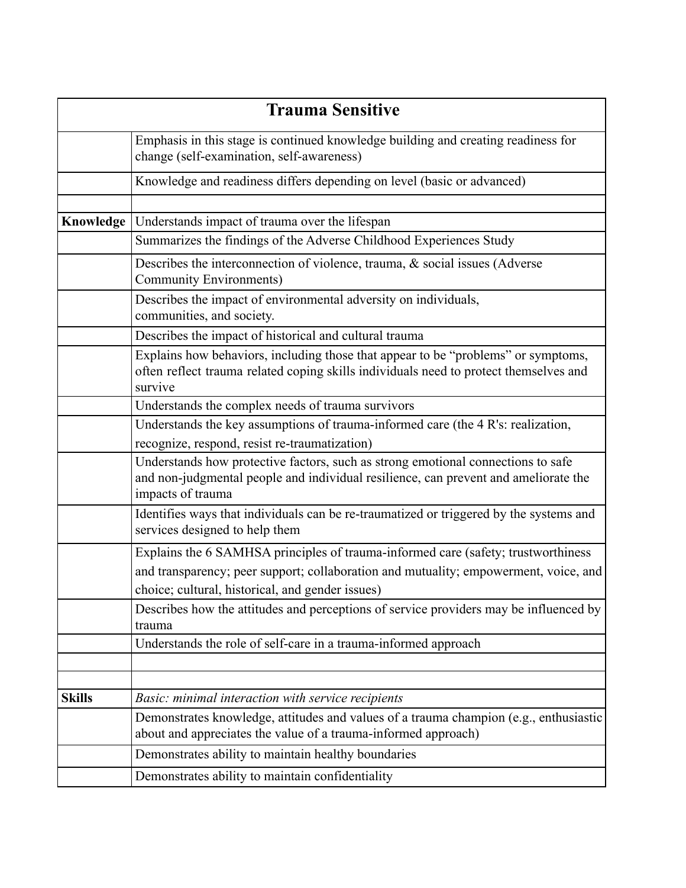| Trauma Sensitive | |
|---|---|
| | Emphasis in this stage is continued knowledge building and creating readiness for change (self-examination, self-awareness) |
| | Knowledge and readiness differs depending on level (basic or advanced) |
| | |
| **Knowledge** | Understands impact of trauma over the lifespan |
| | Summarizes the findings of the Adverse Childhood Experiences Study |
| | Describes the interconnection of violence, trauma, & social issues (Adverse Community Environments) |
| | Describes the impact of environmental adversity on individuals, communities, and society. |
| | Describes the impact of historical and cultural trauma |
| | Explains how behaviors, including those that appear to be "problems" or symptoms, often reflect trauma related coping skills individuals need to protect themselves and survive |
| | Understands the complex needs of trauma survivors |
| | Understands the key assumptions of trauma-informed care (the 4 R's: realization, recognize, respond, resist re-traumatization) |
| | Understands how protective factors, such as strong emotional connections to safe and non-judgmental people and individual resilience, can prevent and ameliorate the impacts of trauma |
| | Identifies ways that individuals can be re-traumatized or triggered by the systems and services designed to help them |
| | Explains the 6 SAMHSA principles of trauma-informed care (safety; trustworthiness and transparency; peer support; collaboration and mutuality; empowerment, voice, and choice; cultural, historical, and gender issues) |
| | Describes how the attitudes and perceptions of service providers may be influenced by trauma |
| | Understands the role of self-care in a trauma-informed approach |
| | |
| | |
| **Skills** | *Basic: minimal interaction with service recipients* |
| | Demonstrates knowledge, attitudes and values of a trauma champion (e.g., enthusiastic about and appreciates the value of a trauma-informed approach) |
| | Demonstrates ability to maintain healthy boundaries |
| | Demonstrates ability to maintain confidentiality |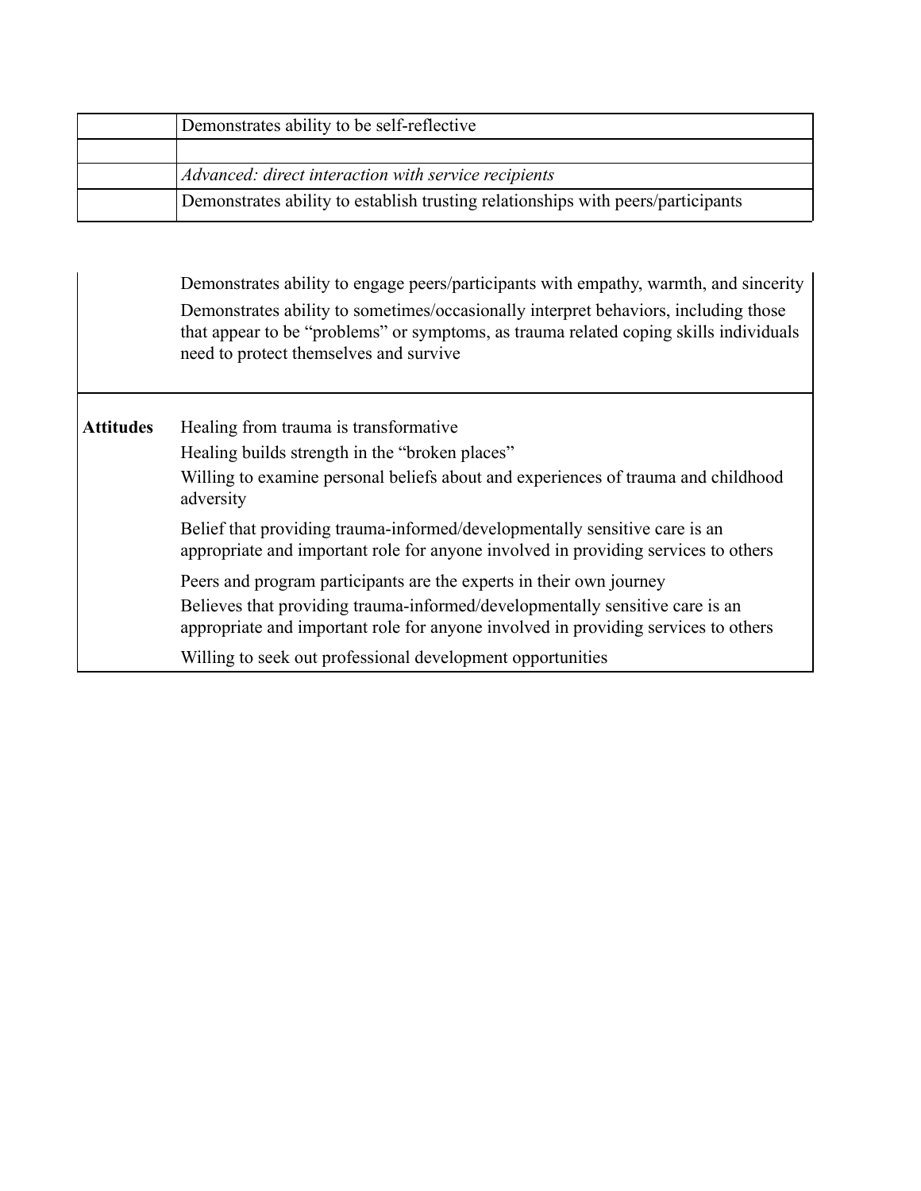| | |
|---|---|
| | Demonstrates ability to be self-reflective |
| | |
| | *Advanced: direct interaction with service recipients* |
| | Demonstrates ability to establish trusting relationships with peers/participants |

| | |
|---|---|
| | Demonstrates ability to engage peers/participants with empathy, warmth, and sincerity<br>Demonstrates ability to sometimes/occasionally interpret behaviors, including those that appear to be "problems" or symptoms, as trauma related coping skills individuals need to protect themselves and survive |
| **Attitudes** | Healing from trauma is transformative<br>Healing builds strength in the "broken places"<br>Willing to examine personal beliefs about and experiences of trauma and childhood adversity<br>Belief that providing trauma-informed/developmentally sensitive care is an appropriate and important role for anyone involved in providing services to others<br>Peers and program participants are the experts in their own journey<br>Believes that providing trauma-informed/developmentally sensitive care is an appropriate and important role for anyone involved in providing services to others<br>Willing to seek out professional development opportunities |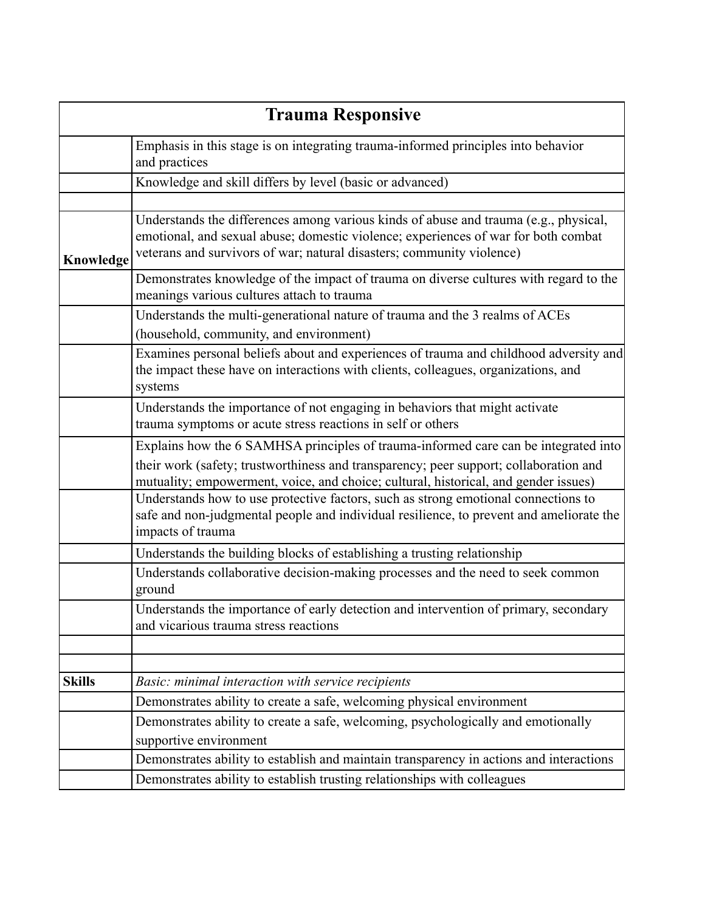| Trauma Responsive | |
|---|---|
| | Emphasis in this stage is on integrating trauma-informed principles into behavior and practices |
| | Knowledge and skill differs by level (basic or advanced) |
| | |
| **Knowledge** | Understands the differences among various kinds of abuse and trauma (e.g., physical, emotional, and sexual abuse; domestic violence; experiences of war for both combat veterans and survivors of war; natural disasters; community violence) |
| | Demonstrates knowledge of the impact of trauma on diverse cultures with regard to the meanings various cultures attach to trauma |
| | Understands the multi-generational nature of trauma and the 3 realms of ACEs (household, community, and environment) |
| | Examines personal beliefs about and experiences of trauma and childhood adversity and the impact these have on interactions with clients, colleagues, organizations, and systems |
| | Understands the importance of not engaging in behaviors that might activate trauma symptoms or acute stress reactions in self or others |
| | Explains how the 6 SAMHSA principles of trauma-informed care can be integrated into their work (safety; trustworthiness and transparency; peer support; collaboration and mutuality; empowerment, voice, and choice; cultural, historical, and gender issues) |
| | Understands how to use protective factors, such as strong emotional connections to safe and non-judgmental people and individual resilience, to prevent and ameliorate the impacts of trauma |
| | Understands the building blocks of establishing a trusting relationship |
| | Understands collaborative decision-making processes and the need to seek common ground |
| | Understands the importance of early detection and intervention of primary, secondary and vicarious trauma stress reactions |
| | |
| | |
| **Skills** | *Basic: minimal interaction with service recipients* |
| | Demonstrates ability to create a safe, welcoming physical environment |
| | Demonstrates ability to create a safe, welcoming, psychologically and emotionally supportive environment |
| | Demonstrates ability to establish and maintain transparency in actions and interactions |
| | Demonstrates ability to establish trusting relationships with colleagues |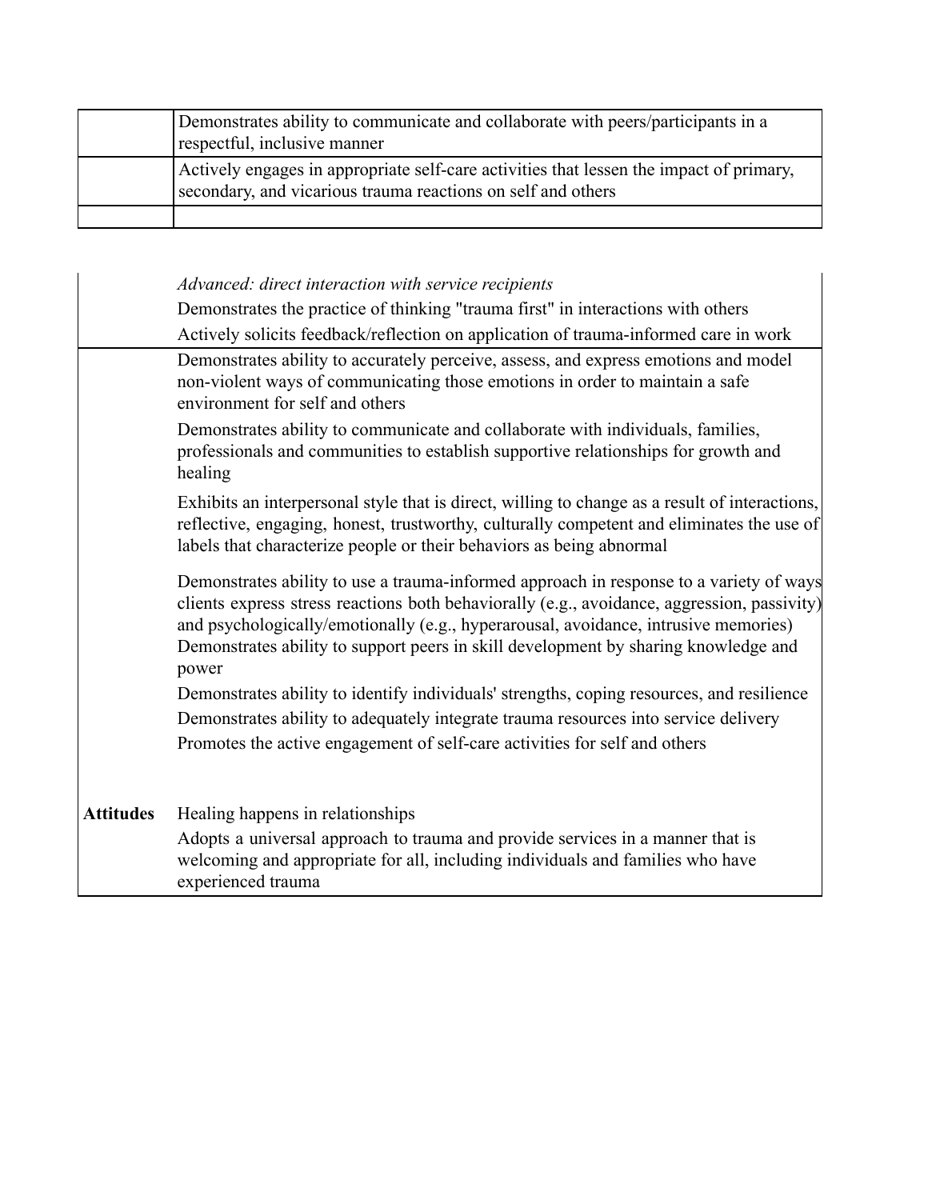| | |
|---|---|
| | Demonstrates ability to communicate and collaborate with peers/participants in a respectful, inclusive manner |
| | Actively engages in appropriate self-care activities that lessen the impact of primary, secondary, and vicarious trauma reactions on self and others |
| | |

| | |
|---|---|
| | *Advanced: direct interaction with service recipients* |
| | Demonstrates the practice of thinking "trauma first" in interactions with others |
| | Actively solicits feedback/reflection on application of trauma-informed care in work |
| | Demonstrates ability to accurately perceive, assess, and express emotions and model non-violent ways of communicating those emotions in order to maintain a safe environment for self and others |
| | Demonstrates ability to communicate and collaborate with individuals, families, professionals and communities to establish supportive relationships for growth and healing |
| | Exhibits an interpersonal style that is direct, willing to change as a result of interactions, reflective, engaging, honest, trustworthy, culturally competent and eliminates the use of labels that characterize people or their behaviors as being abnormal |
| | Demonstrates ability to use a trauma-informed approach in response to a variety of ways clients express stress reactions both behaviorally (e.g., avoidance, aggression, passivity) and psychologically/emotionally (e.g., hyperarousal, avoidance, intrusive memories) |
| | Demonstrates ability to support peers in skill development by sharing knowledge and power |
| | Demonstrates ability to identify individuals' strengths, coping resources, and resilience |
| | Demonstrates ability to adequately integrate trauma resources into service delivery |
| | Promotes the active engagement of self-care activities for self and others |
| **Attitudes** | Healing happens in relationships |
| | Adopts a universal approach to trauma and provide services in a manner that is welcoming and appropriate for all, including individuals and families who have experienced trauma |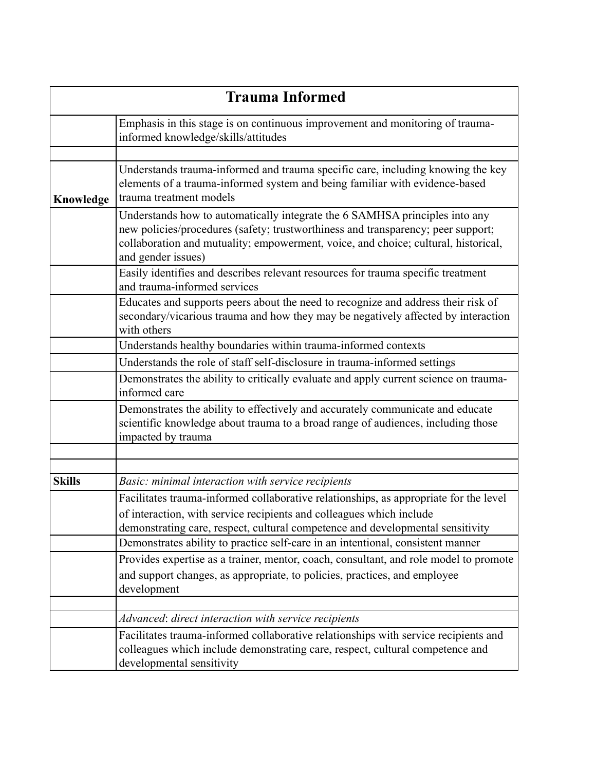| Trauma Informed | |
|---|---|
| | Emphasis in this stage is on continuous improvement and monitoring of trauma-informed knowledge/skills/attitudes |
| | |
| **Knowledge** | Understands trauma-informed and trauma specific care, including knowing the key elements of a trauma-informed system and being familiar with evidence-based trauma treatment models |
| | Understands how to automatically integrate the 6 SAMHSA principles into any new policies/procedures (safety; trustworthiness and transparency; peer support; collaboration and mutuality; empowerment, voice, and choice; cultural, historical, and gender issues) |
| | Easily identifies and describes relevant resources for trauma specific treatment and trauma-informed services |
| | Educates and supports peers about the need to recognize and address their risk of secondary/vicarious trauma and how they may be negatively affected by interaction with others |
| | Understands healthy boundaries within trauma-informed contexts |
| | Understands the role of staff self-disclosure in trauma-informed settings |
| | Demonstrates the ability to critically evaluate and apply current science on trauma-informed care |
| | Demonstrates the ability to effectively and accurately communicate and educate scientific knowledge about trauma to a broad range of audiences, including those impacted by trauma |
| | |
| | |
| **Skills** | *Basic: minimal interaction with service recipients* |
| | Facilitates trauma-informed collaborative relationships, as appropriate for the level of interaction, with service recipients and colleagues which include demonstrating care, respect, cultural competence and developmental sensitivity |
| | Demonstrates ability to practice self-care in an intentional, consistent manner |
| | Provides expertise as a trainer, mentor, coach, consultant, and role model to promote and support changes, as appropriate, to policies, practices, and employee development |
| | |
| | *Advanced: direct interaction with service recipients* |
| | Facilitates trauma-informed collaborative relationships with service recipients and colleagues which include demonstrating care, respect, cultural competence and developmental sensitivity |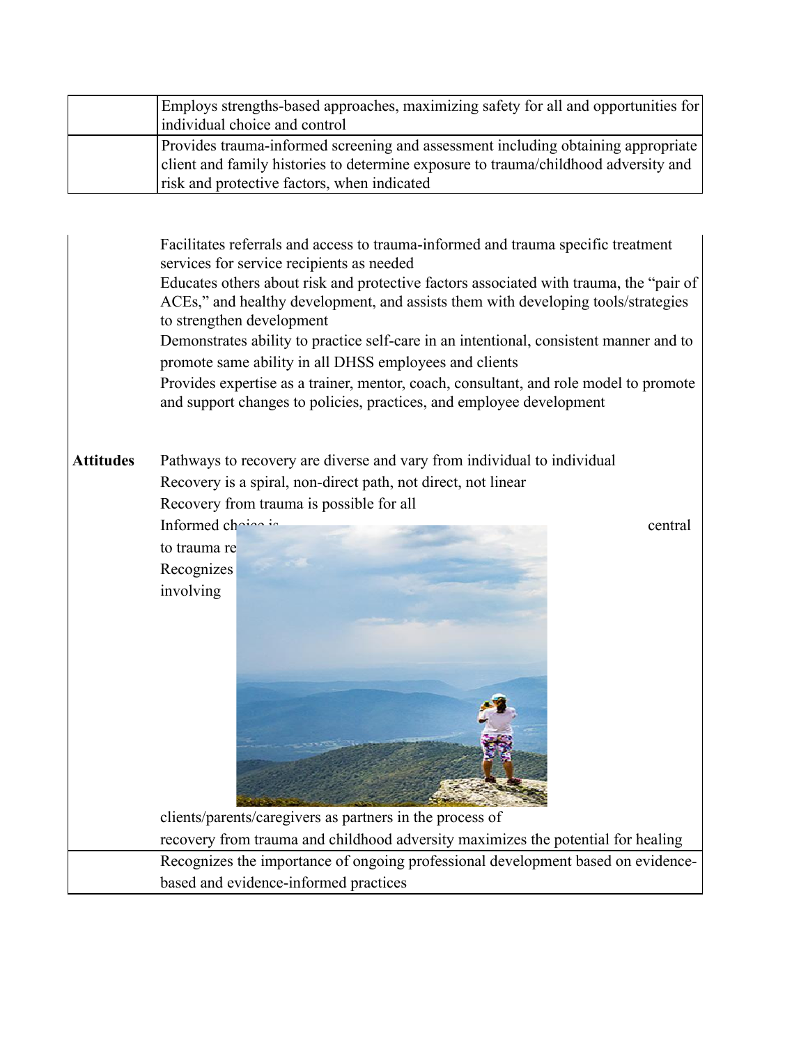| | |
|---|---|
| | Employs strengths-based approaches, maximizing safety for all and opportunities for individual choice and control |
| | Provides trauma-informed screening and assessment including obtaining appropriate client and family histories to determine exposure to trauma/childhood adversity and risk and protective factors, when indicated |

| | |
|---|---|
| | Facilitates referrals and access to trauma-informed and trauma specific treatment services for service recipients as needed<br>Educates others about risk and protective factors associated with trauma, the "pair of ACEs," and healthy development, and assists them with developing tools/strategies to strengthen development<br>Demonstrates ability to practice self-care in an intentional, consistent manner and to promote same ability in all DHSS employees and clients<br>Provides expertise as a trainer, mentor, coach, consultant, and role model to promote and support changes to policies, practices, and employee development |
| **Attitudes** | Pathways to recovery are diverse and vary from individual to individual<br>Recovery is a spiral, non-direct path, not direct, not linear<br>Recovery from trauma is possible for all<br>Informed choice is ... central to trauma re...<br>Recognizes ...<br>involving ... clients/parents/caregivers as partners in the process of recovery from trauma and childhood adversity maximizes the potential for healing |
| | Recognizes the importance of ongoing professional development based on evidence-based and evidence-informed practices |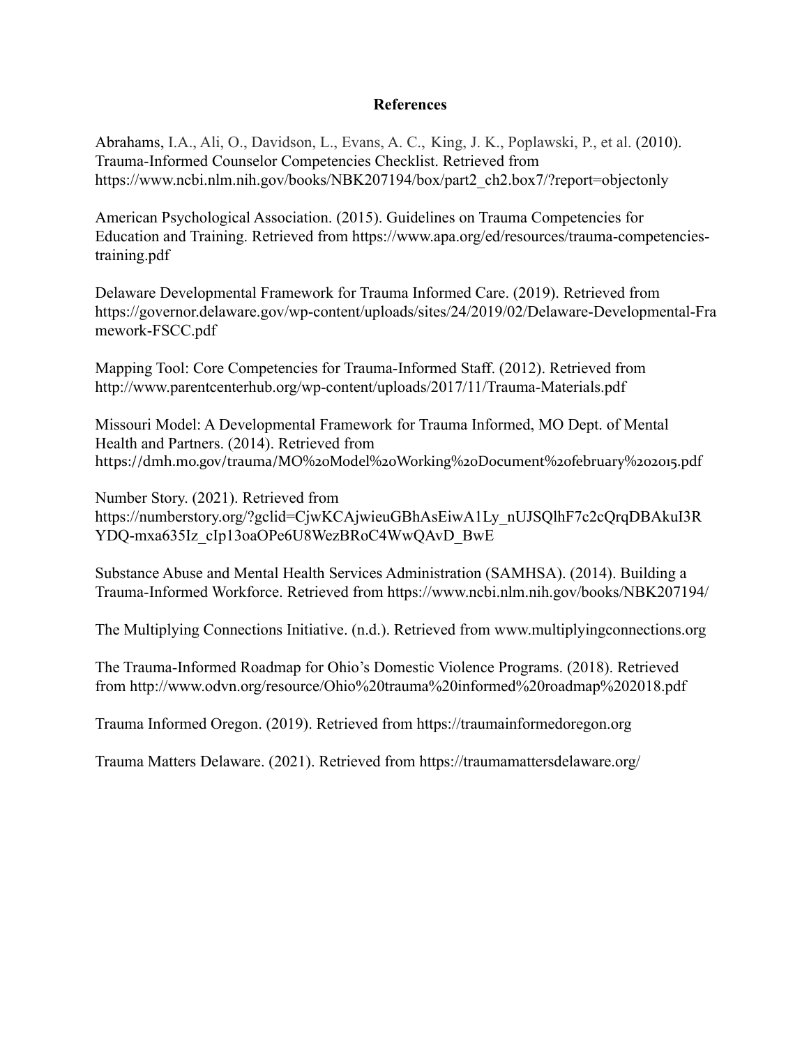# References

Abrahams, I.A., Ali, O., Davidson, L., Evans, A. C., King, J. K., Poplawski, P., et al. (2010). Trauma-Informed Counselor Competencies Checklist. Retrieved from https://www.ncbi.nlm.nih.gov/books/NBK207194/box/part2_ch2.box7/?report=objectonly

American Psychological Association. (2015). Guidelines on Trauma Competencies for Education and Training. Retrieved from https://www.apa.org/ed/resources/trauma-competencies-training.pdf

Delaware Developmental Framework for Trauma Informed Care. (2019). Retrieved from https://governor.delaware.gov/wp-content/uploads/sites/24/2019/02/Delaware-Developmental-Framework-FSCC.pdf

Mapping Tool: Core Competencies for Trauma-Informed Staff. (2012). Retrieved from http://www.parentcenterhub.org/wp-content/uploads/2017/11/Trauma-Materials.pdf

Missouri Model: A Developmental Framework for Trauma Informed, MO Dept. of Mental Health and Partners. (2014). Retrieved from https://dmh.mo.gov/trauma/MO%20Model%20Working%20Document%20february%202015.pdf

Number Story. (2021). Retrieved from https://numberstory.org/?gclid=CjwKCAjwieuGBhAsEiwA1Ly_nUJSQlhF7c2cQrqDBAkuI3RYDQ-mxa635Iz_cIp13oaOPe6U8WezBRoC4WwQAvD_BwE

Substance Abuse and Mental Health Services Administration (SAMHSA). (2014). Building a Trauma-Informed Workforce. Retrieved from https://www.ncbi.nlm.nih.gov/books/NBK207194/

The Multiplying Connections Initiative. (n.d.). Retrieved from www.multiplyingconnections.org

The Trauma-Informed Roadmap for Ohio's Domestic Violence Programs. (2018). Retrieved from http://www.odvn.org/resource/Ohio%20trauma%20informed%20roadmap%202018.pdf

Trauma Informed Oregon. (2019). Retrieved from https://traumainformedoregon.org

Trauma Matters Delaware. (2021). Retrieved from https://traumamattersdelaware.org/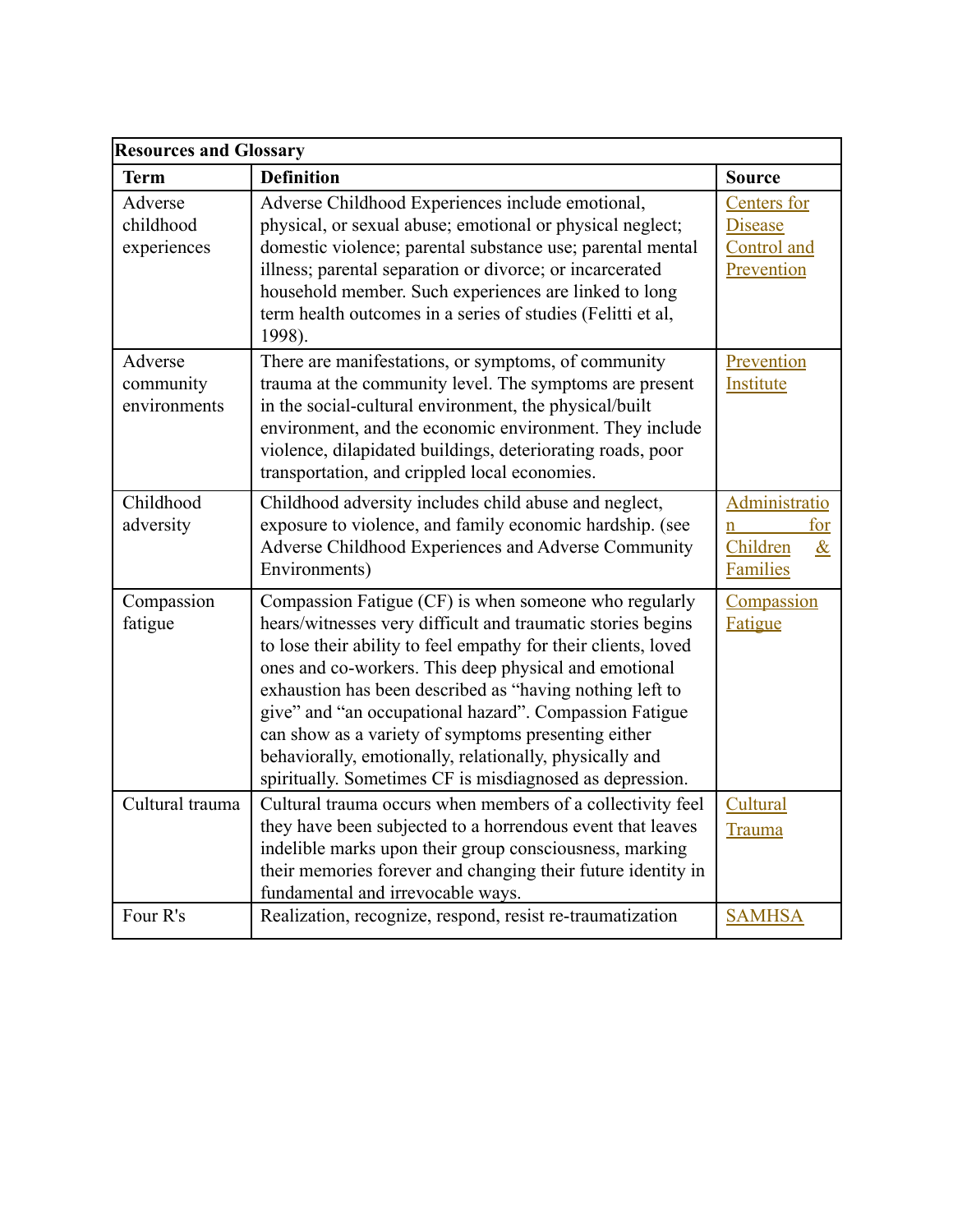| Resources and Glossary | | |
|---|---|---|
| **Term** | **Definition** | **Source** |
| Adverse childhood experiences | Adverse Childhood Experiences include emotional, physical, or sexual abuse; emotional or physical neglect; domestic violence; parental substance use; parental mental illness; parental separation or divorce; or incarcerated household member. Such experiences are linked to long term health outcomes in a series of studies (Felitti et al, 1998). | Centers for Disease Control and Prevention |
| Adverse community environments | There are manifestations, or symptoms, of community trauma at the community level. The symptoms are present in the social-cultural environment, the physical/built environment, and the economic environment. They include violence, dilapidated buildings, deteriorating roads, poor transportation, and crippled local economies. | Prevention Institute |
| Childhood adversity | Childhood adversity includes child abuse and neglect, exposure to violence, and family economic hardship. (see Adverse Childhood Experiences and Adverse Community Environments) | Administration for Children & Families |
| Compassion fatigue | Compassion Fatigue (CF) is when someone who regularly hears/witnesses very difficult and traumatic stories begins to lose their ability to feel empathy for their clients, loved ones and co-workers. This deep physical and emotional exhaustion has been described as "having nothing left to give" and "an occupational hazard". Compassion Fatigue can show as a variety of symptoms presenting either behaviorally, emotionally, relationally, physically and spiritually. Sometimes CF is misdiagnosed as depression. | Compassion Fatigue |
| Cultural trauma | Cultural trauma occurs when members of a collectivity feel they have been subjected to a horrendous event that leaves indelible marks upon their group consciousness, marking their memories forever and changing their future identity in fundamental and irrevocable ways. | Cultural Trauma |
| Four R's | Realization, recognize, respond, resist re-traumatization | SAMHSA |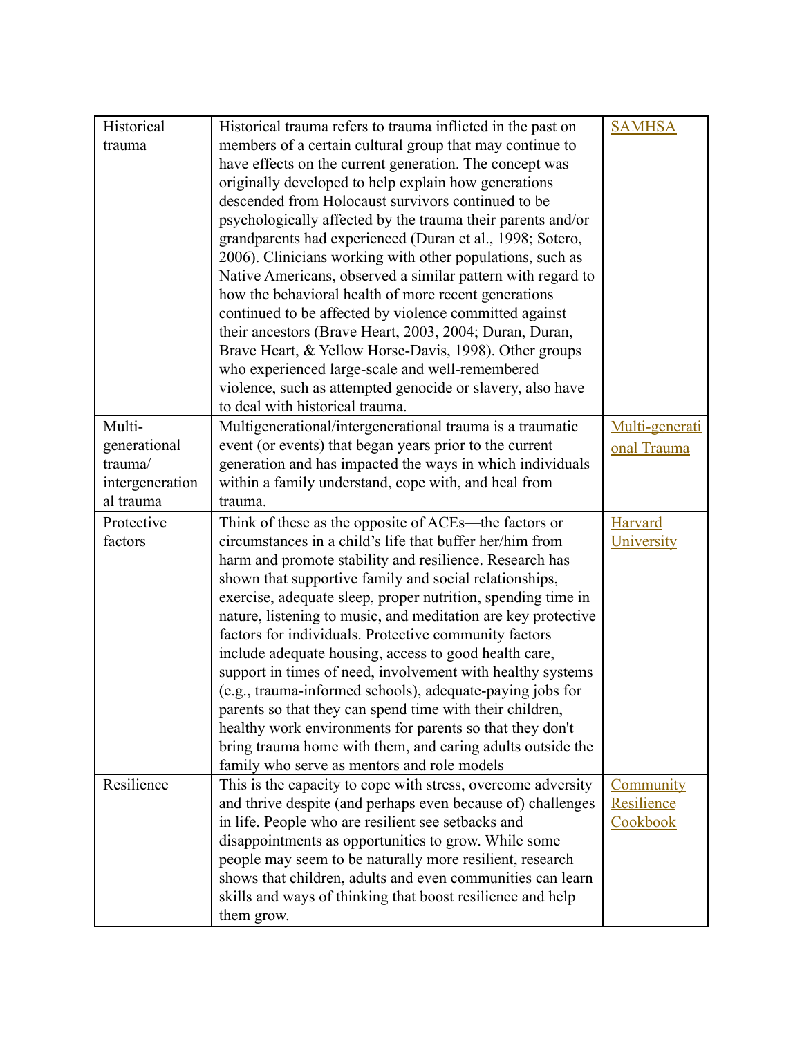| Historical trauma | Historical trauma refers to trauma inflicted in the past on members of a certain cultural group that may continue to have effects on the current generation. The concept was originally developed to help explain how generations descended from Holocaust survivors continued to be psychologically affected by the trauma their parents and/or grandparents had experienced (Duran et al., 1998; Sotero, 2006). Clinicians working with other populations, such as Native Americans, observed a similar pattern with regard to how the behavioral health of more recent generations continued to be affected by violence committed against their ancestors (Brave Heart, 2003, 2004; Duran, Duran, Brave Heart, & Yellow Horse-Davis, 1998). Other groups who experienced large-scale and well-remembered violence, such as attempted genocide or slavery, also have to deal with historical trauma. | SAMHSA |
|---|---|---|
| Multi-generational trauma/ intergenerational trauma | Multigenerational/intergenerational trauma is a traumatic event (or events) that began years prior to the current generation and has impacted the ways in which individuals within a family understand, cope with, and heal from trauma. | Multi-generational Trauma |
| Protective factors | Think of these as the opposite of ACEs—the factors or circumstances in a child's life that buffer her/him from harm and promote stability and resilience. Research has shown that supportive family and social relationships, exercise, adequate sleep, proper nutrition, spending time in nature, listening to music, and meditation are key protective factors for individuals. Protective community factors include adequate housing, access to good health care, support in times of need, involvement with healthy systems (e.g., trauma-informed schools), adequate-paying jobs for parents so that they can spend time with their children, healthy work environments for parents so that they don't bring trauma home with them, and caring adults outside the family who serve as mentors and role models | Harvard University |
| Resilience | This is the capacity to cope with stress, overcome adversity and thrive despite (and perhaps even because of) challenges in life. People who are resilient see setbacks and disappointments as opportunities to grow. While some people may seem to be naturally more resilient, research shows that children, adults and even communities can learn skills and ways of thinking that boost resilience and help them grow. | Community Resilience Cookbook |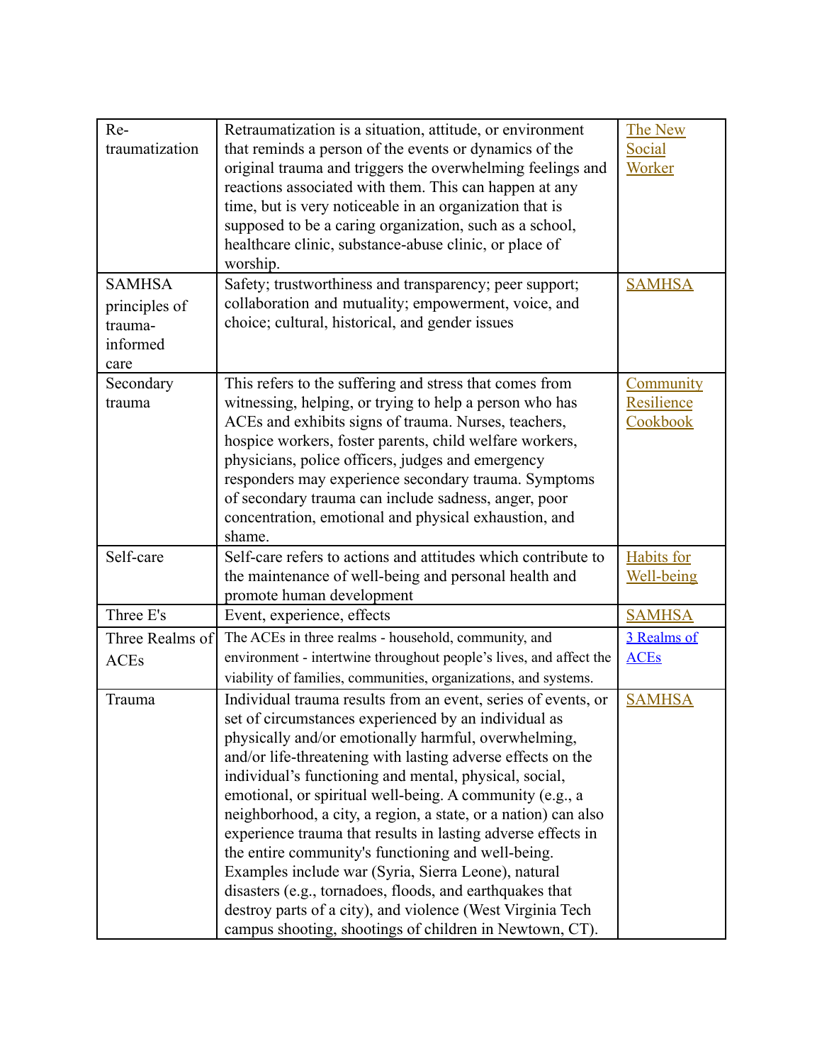| Re-traumatization | Retraumatization is a situation, attitude, or environment that reminds a person of the events or dynamics of the original trauma and triggers the overwhelming feelings and reactions associated with them. This can happen at any time, but is very noticeable in an organization that is supposed to be a caring organization, such as a school, healthcare clinic, substance-abuse clinic, or place of worship. | The New Social Worker |
|---|---|---|
| SAMHSA principles of trauma-informed care | Safety; trustworthiness and transparency; peer support; collaboration and mutuality; empowerment, voice, and choice; cultural, historical, and gender issues | SAMHSA |
| Secondary trauma | This refers to the suffering and stress that comes from witnessing, helping, or trying to help a person who has ACEs and exhibits signs of trauma. Nurses, teachers, hospice workers, foster parents, child welfare workers, physicians, police officers, judges and emergency responders may experience secondary trauma. Symptoms of secondary trauma can include sadness, anger, poor concentration, emotional and physical exhaustion, and shame. | Community Resilience Cookbook |
| Self-care | Self-care refers to actions and attitudes which contribute to the maintenance of well-being and personal health and promote human development | Habits for Well-being |
| Three E's | Event, experience, effects | SAMHSA |
| Three Realms of ACEs | The ACEs in three realms - household, community, and environment - intertwine throughout people's lives, and affect the viability of families, communities, organizations, and systems. | 3 Realms of ACEs |
| Trauma | Individual trauma results from an event, series of events, or set of circumstances experienced by an individual as physically and/or emotionally harmful, overwhelming, and/or life-threatening with lasting adverse effects on the individual's functioning and mental, physical, social, emotional, or spiritual well-being. A community (e.g., a neighborhood, a city, a region, a state, or a nation) can also experience trauma that results in lasting adverse effects in the entire community's functioning and well-being. Examples include war (Syria, Sierra Leone), natural disasters (e.g., tornadoes, floods, and earthquakes that destroy parts of a city), and violence (West Virginia Tech campus shooting, shootings of children in Newtown, CT). | SAMHSA |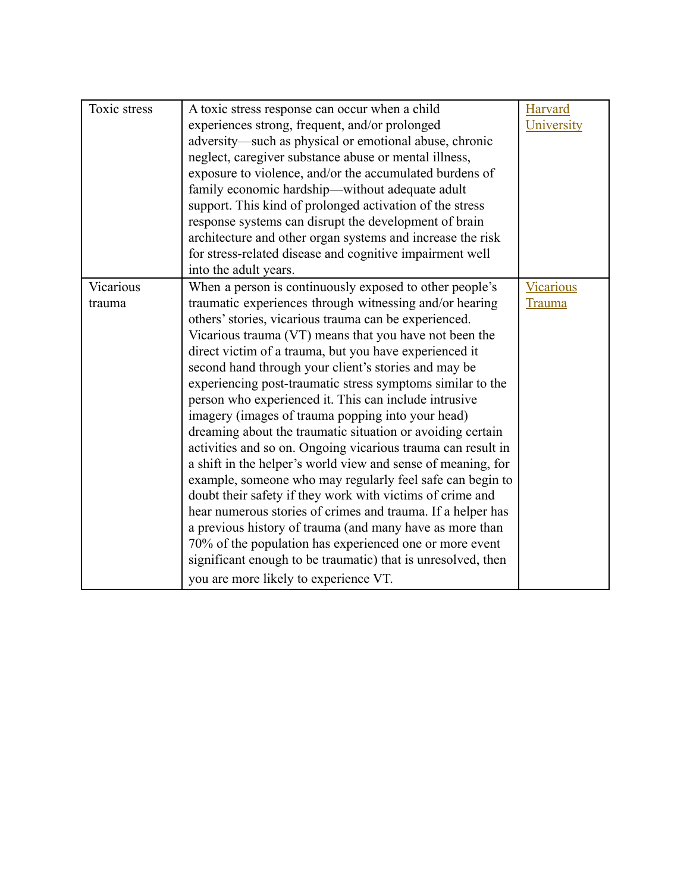| | | |
|---|---|---|
| Toxic stress | A toxic stress response can occur when a child experiences strong, frequent, and/or prolonged adversity—such as physical or emotional abuse, chronic neglect, caregiver substance abuse or mental illness, exposure to violence, and/or the accumulated burdens of family economic hardship—without adequate adult support. This kind of prolonged activation of the stress response systems can disrupt the development of brain architecture and other organ systems and increase the risk for stress-related disease and cognitive impairment well into the adult years. | Harvard University |
| Vicarious trauma | When a person is continuously exposed to other people's traumatic experiences through witnessing and/or hearing others' stories, vicarious trauma can be experienced. Vicarious trauma (VT) means that you have not been the direct victim of a trauma, but you have experienced it second hand through your client's stories and may be experiencing post-traumatic stress symptoms similar to the person who experienced it. This can include intrusive imagery (images of trauma popping into your head) dreaming about the traumatic situation or avoiding certain activities and so on. Ongoing vicarious trauma can result in a shift in the helper's world view and sense of meaning, for example, someone who may regularly feel safe can begin to doubt their safety if they work with victims of crime and hear numerous stories of crimes and trauma. If a helper has a previous history of trauma (and many have as more than 70% of the population has experienced one or more event significant enough to be traumatic) that is unresolved, then you are more likely to experience VT. | Vicarious Trauma |